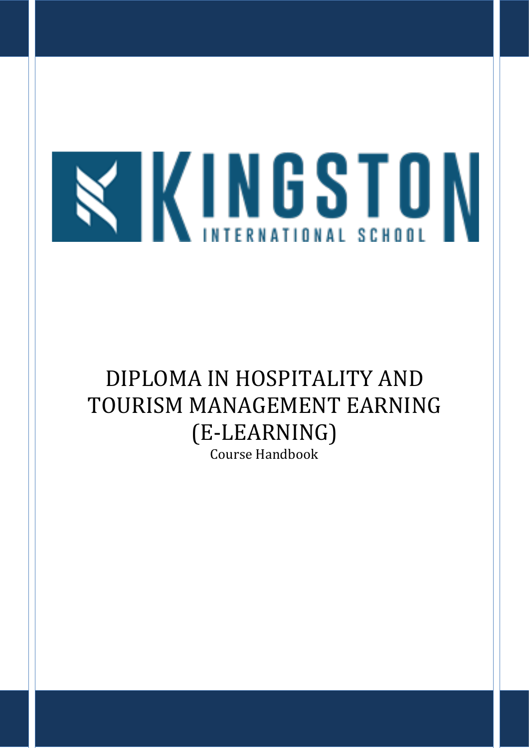KINGSTON INTERNATIONAL SCHOOL

# DIPLOMA IN HOSPITALITY AND TOURISM MANAGEMENT EARNING (E-LEARNING)

Course Handbook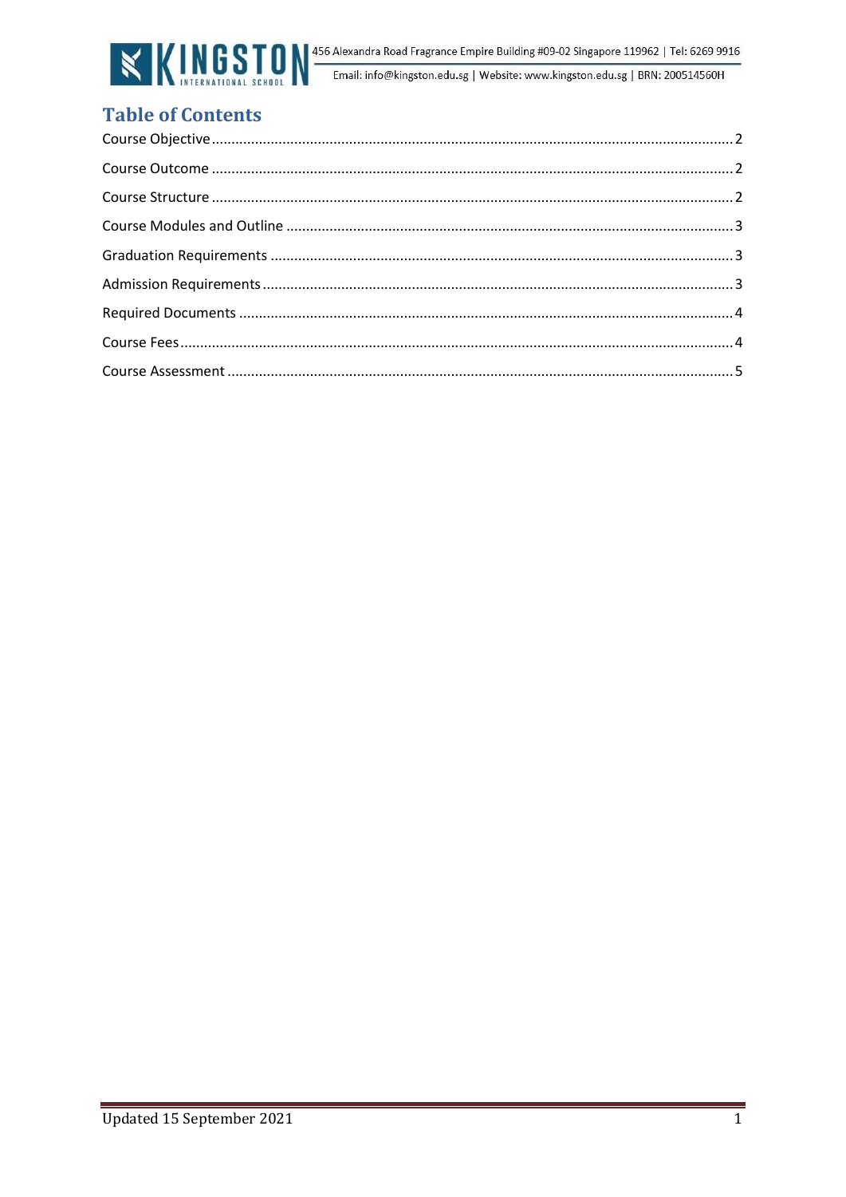# Table of Contents

Course Objective ... 2

Course Outcome ... 2

Course Structure ... 2

Course Modules and Outline ... 3

Graduation Requirements ... 3

Admission Requirements ... 3

Required Documents ... 4

Course Fees ... 4

Course Assessment ... 5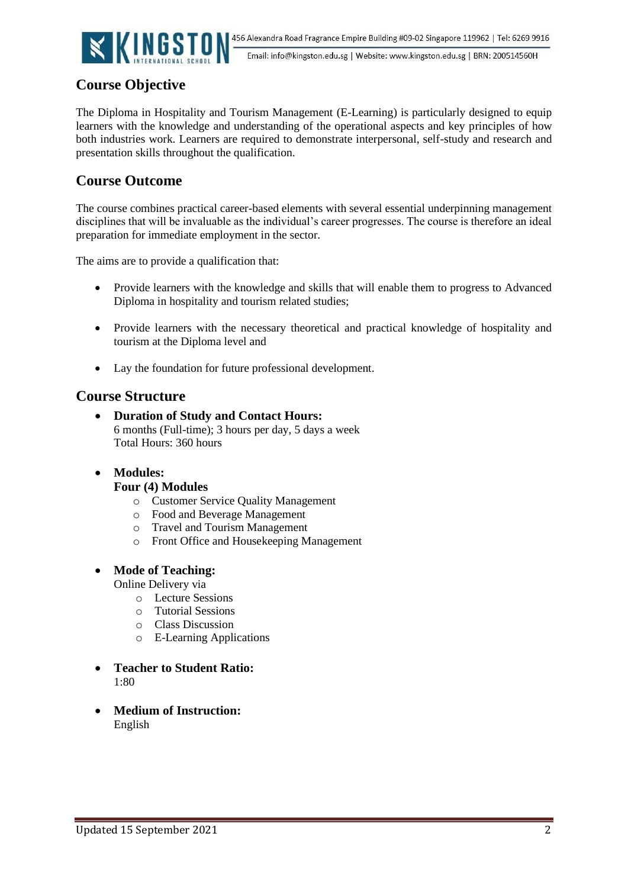## Course Objective

The Diploma in Hospitality and Tourism Management (E-Learning) is particularly designed to equip learners with the knowledge and understanding of the operational aspects and key principles of how both industries work. Learners are required to demonstrate interpersonal, self-study and research and presentation skills throughout the qualification.

## Course Outcome

The course combines practical career-based elements with several essential underpinning management disciplines that will be invaluable as the individual's career progresses. The course is therefore an ideal preparation for immediate employment in the sector.

The aims are to provide a qualification that:

- Provide learners with the knowledge and skills that will enable them to progress to Advanced Diploma in hospitality and tourism related studies;
- Provide learners with the necessary theoretical and practical knowledge of hospitality and tourism at the Diploma level and
- Lay the foundation for future professional development.

## Course Structure

- **Duration of Study and Contact Hours:**
  6 months (Full-time); 3 hours per day, 5 days a week
  Total Hours: 360 hours

- **Modules:**
  **Four (4) Modules**
  - Customer Service Quality Management
  - Food and Beverage Management
  - Travel and Tourism Management
  - Front Office and Housekeeping Management

- **Mode of Teaching:**
  Online Delivery via
  - Lecture Sessions
  - Tutorial Sessions
  - Class Discussion
  - E-Learning Applications

- **Teacher to Student Ratio:**
  1:80

- **Medium of Instruction:**
  English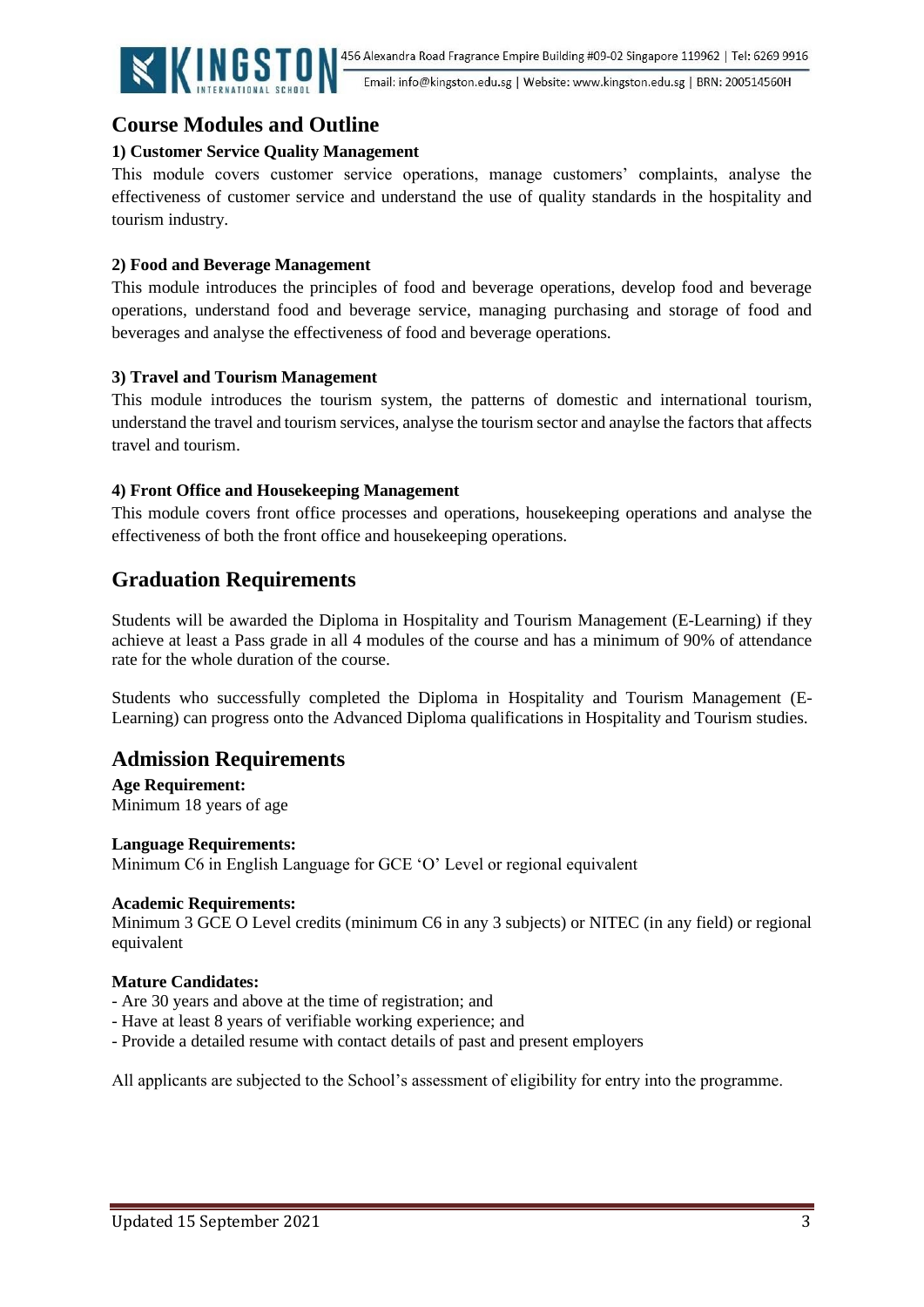## Course Modules and Outline

### 1) Customer Service Quality Management

This module covers customer service operations, manage customers' complaints, analyse the effectiveness of customer service and understand the use of quality standards in the hospitality and tourism industry.

### 2) Food and Beverage Management

This module introduces the principles of food and beverage operations, develop food and beverage operations, understand food and beverage service, managing purchasing and storage of food and beverages and analyse the effectiveness of food and beverage operations.

### 3) Travel and Tourism Management

This module introduces the tourism system, the patterns of domestic and international tourism, understand the travel and tourism services, analyse the tourism sector and anaylse the factors that affects travel and tourism.

### 4) Front Office and Housekeeping Management

This module covers front office processes and operations, housekeeping operations and analyse the effectiveness of both the front office and housekeeping operations.

## Graduation Requirements

Students will be awarded the Diploma in Hospitality and Tourism Management (E-Learning) if they achieve at least a Pass grade in all 4 modules of the course and has a minimum of 90% of attendance rate for the whole duration of the course.

Students who successfully completed the Diploma in Hospitality and Tourism Management (E-Learning) can progress onto the Advanced Diploma qualifications in Hospitality and Tourism studies.

## Admission Requirements

**Age Requirement:**
Minimum 18 years of age

**Language Requirements:**
Minimum C6 in English Language for GCE 'O' Level or regional equivalent

**Academic Requirements:**
Minimum 3 GCE O Level credits (minimum C6 in any 3 subjects) or NITEC (in any field) or regional equivalent

**Mature Candidates:**
- Are 30 years and above at the time of registration; and
- Have at least 8 years of verifiable working experience; and
- Provide a detailed resume with contact details of past and present employers

All applicants are subjected to the School's assessment of eligibility for entry into the programme.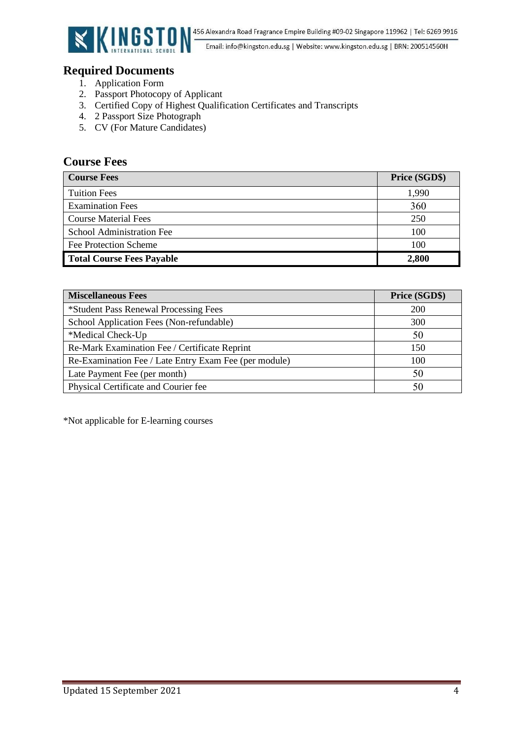## Required Documents

1. Application Form
2. Passport Photocopy of Applicant
3. Certified Copy of Highest Qualification Certificates and Transcripts
4. 2 Passport Size Photograph
5. CV (For Mature Candidates)

## Course Fees

| Course Fees | Price (SGD$) |
|---|---|
| Tuition Fees | 1,990 |
| Examination Fees | 360 |
| Course Material Fees | 250 |
| School Administration Fee | 100 |
| Fee Protection Scheme | 100 |
| **Total Course Fees Payable** | **2,800** |

| Miscellaneous Fees | Price (SGD$) |
|---|---|
| *Student Pass Renewal Processing Fees | 200 |
| School Application Fees (Non-refundable) | 300 |
| *Medical Check-Up | 50 |
| Re-Mark Examination Fee / Certificate Reprint | 150 |
| Re-Examination Fee / Late Entry Exam Fee (per module) | 100 |
| Late Payment Fee (per month) | 50 |
| Physical Certificate and Courier fee | 50 |

*Not applicable for E-learning courses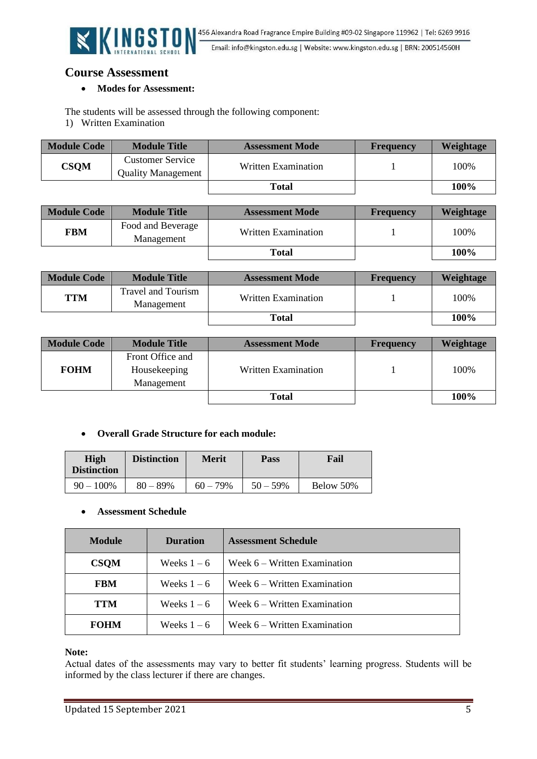## Course Assessment

- **Modes for Assessment:**

The students will be assessed through the following component:
1) Written Examination

| Module Code | Module Title | Assessment Mode | Frequency | Weightage |
|---|---|---|---|---|
| **CSQM** | Customer Service Quality Management | Written Examination | 1 | 100% |
| | | **Total** | | **100%** |

| Module Code | Module Title | Assessment Mode | Frequency | Weightage |
|---|---|---|---|---|
| **FBM** | Food and Beverage Management | Written Examination | 1 | 100% |
| | | **Total** | | **100%** |

| Module Code | Module Title | Assessment Mode | Frequency | Weightage |
|---|---|---|---|---|
| **TTM** | Travel and Tourism Management | Written Examination | 1 | 100% |
| | | **Total** | | **100%** |

| Module Code | Module Title | Assessment Mode | Frequency | Weightage |
|---|---|---|---|---|
| **FOHM** | Front Office and Housekeeping Management | Written Examination | 1 | 100% |
| | | **Total** | | **100%** |

- **Overall Grade Structure for each module:**

| High Distinction | Distinction | Merit | Pass | Fail |
|---|---|---|---|---|
| 90 – 100% | 80 – 89% | 60 – 79% | 50 – 59% | Below 50% |

- **Assessment Schedule**

| Module | Duration | Assessment Schedule |
|---|---|---|
| **CSQM** | Weeks 1 – 6 | Week 6 – Written Examination |
| **FBM** | Weeks 1 – 6 | Week 6 – Written Examination |
| **TTM** | Weeks 1 – 6 | Week 6 – Written Examination |
| **FOHM** | Weeks 1 – 6 | Week 6 – Written Examination |

**Note:**
Actual dates of the assessments may vary to better fit students' learning progress. Students will be informed by the class lecturer if there are changes.